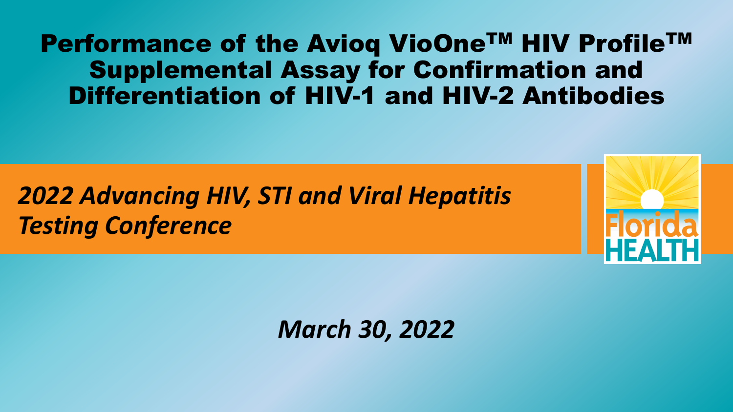# Performance of the Avioq VioOne™ HIV Profile™ Supplemental Assay for Confirmation and Differentiation of HIV-1 and HIV-2 Antibodies

*2022 Advancing HIV, STI and Viral Hepatitis Testing Conference*

Florida HEALTH

*March 30, 2022*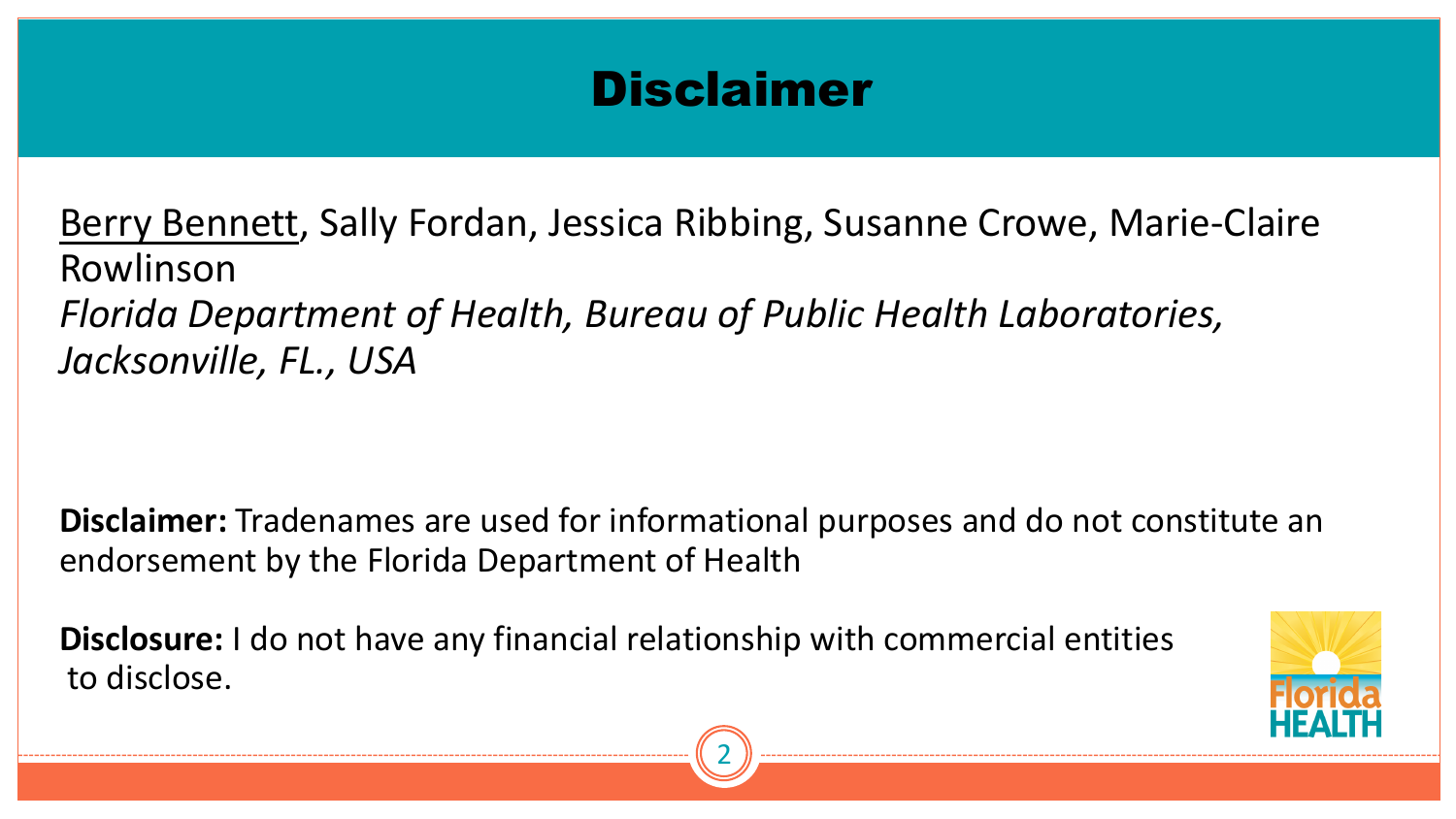# Disclaimer

<u>Berry Bennett</u>, Sally Fordan, Jessica Ribbing, Susanne Crowe, Marie-Claire Rowlinson

*Florida Department of Health, Bureau of Public Health Laboratories, Jacksonville, FL., USA*

**Disclaimer:** Tradenames are used for informational purposes and do not constitute an endorsement by the Florida Department of Health

**Disclosure:** I do not have any financial relationship with commercial entities to disclose.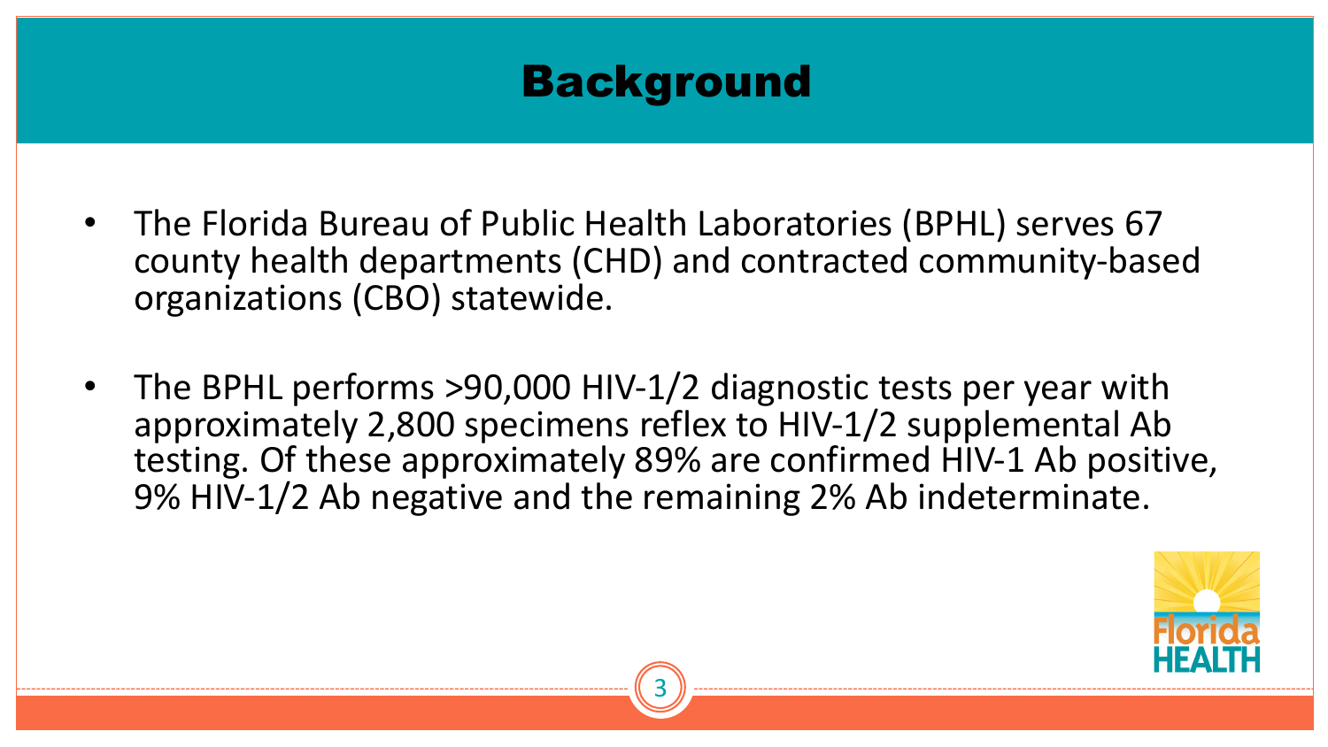# Background

- The Florida Bureau of Public Health Laboratories (BPHL) serves 67 county health departments (CHD) and contracted community-based organizations (CBO) statewide.

- The BPHL performs >90,000 HIV-1/2 diagnostic tests per year with approximately 2,800 specimens reflex to HIV-1/2 supplemental Ab testing. Of these approximately 89% are confirmed HIV-1 Ab positive, 9% HIV-1/2 Ab negative and the remaining 2% Ab indeterminate.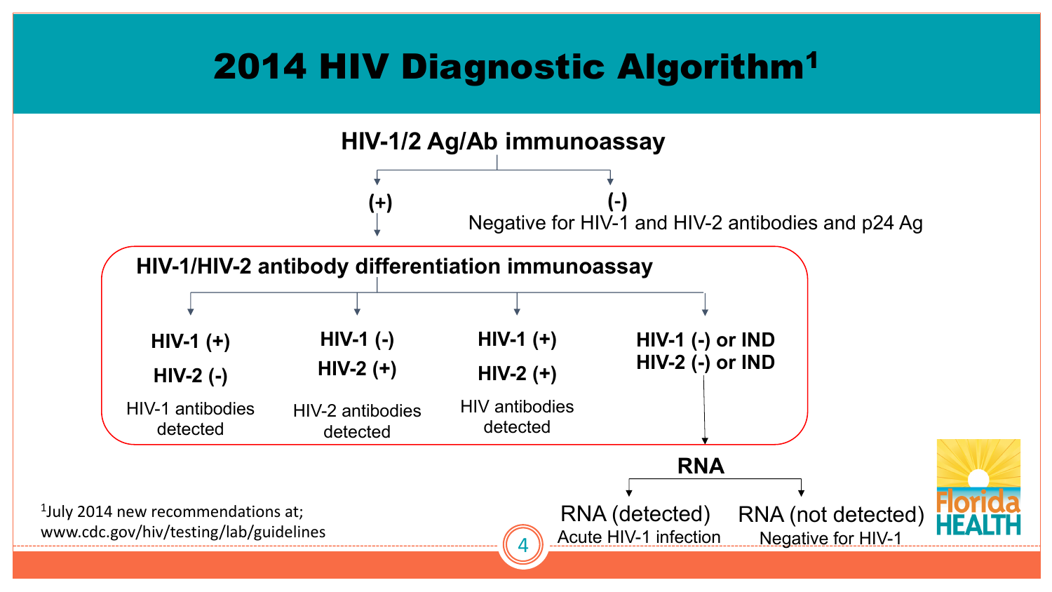# 2014 HIV Diagnostic Algorithm[1]

**HIV-1/2 Ag/Ab immunoassay**

- **(+)** → **HIV-1/HIV-2 antibody differentiation immunoassay**
  - **HIV-1 (+) HIV-2 (-)**: HIV-1 antibodies detected
  - **HIV-1 (-) HIV-2 (+)**: HIV-2 antibodies detected
  - **HIV-1 (+) HIV-2 (+)**: HIV antibodies detected
  - **HIV-1 (-) or IND HIV-2 (-) or IND** → **RNA**
    - RNA (detected): Acute HIV-1 infection
    - RNA (not detected): Negative for HIV-1
- **(-)**: Negative for HIV-1 and HIV-2 antibodies and p24 Ag

[1]July 2014 new recommendations at; www.cdc.gov/hiv/testing/lab/guidelines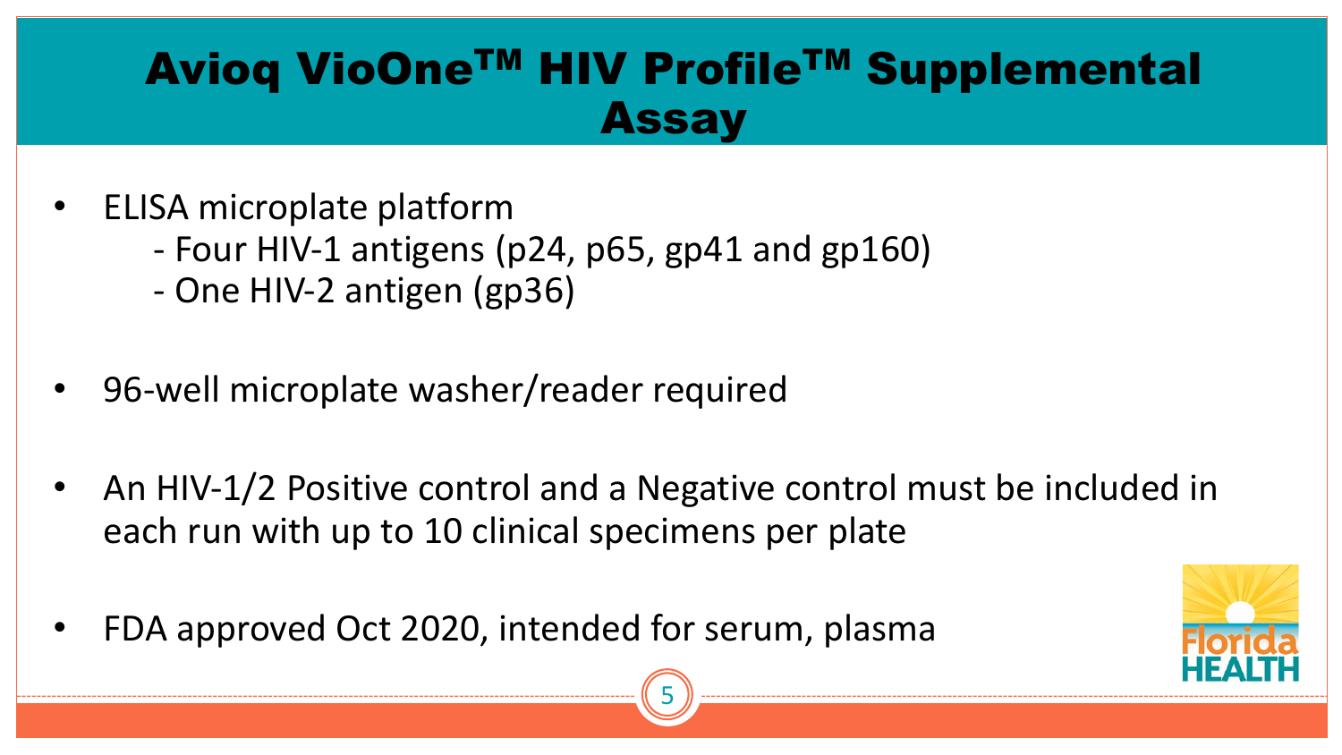# Avioq VioOne™ HIV Profile™ Supplemental Assay

- ELISA microplate platform
  - Four HIV-1 antigens (p24, p65, gp41 and gp160)
  - One HIV-2 antigen (gp36)
- 96-well microplate washer/reader required
- An HIV-1/2 Positive control and a Negative control must be included in each run with up to 10 clinical specimens per plate
- FDA approved Oct 2020, intended for serum, plasma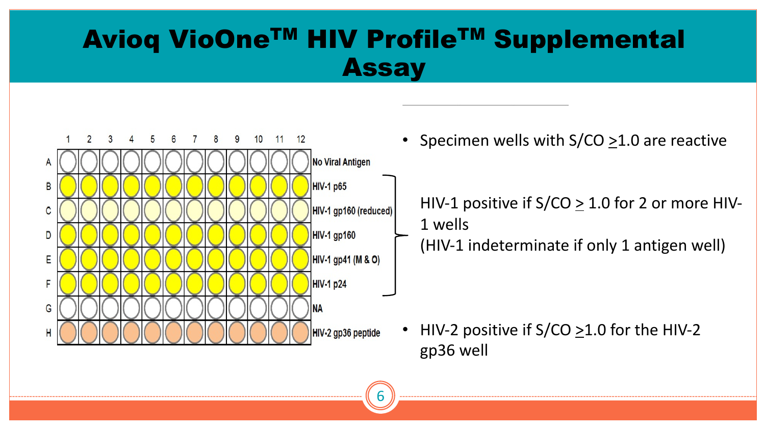# Avioq VioOne™ HIV Profile™ Supplemental Assay

| | 1 | 2 | 3 | 4 | 5 | 6 | 7 | 8 | 9 | 10 | 11 | 12 | |
|---|---|---|---|---|---|---|---|---|---|---|---|---|---|
| A | | | | | | | | | | | | | No Viral Antigen |
| B | | | | | | | | | | | | | HIV-1 p65 |
| C | | | | | | | | | | | | | HIV-1 gp160 (reduced) |
| D | | | | | | | | | | | | | HIV-1 gp160 |
| E | | | | | | | | | | | | | HIV-1 gp41 (M & O) |
| F | | | | | | | | | | | | | HIV-1 p24 |
| G | | | | | | | | | | | | | NA |
| H | | | | | | | | | | | | | HIV-2 gp36 peptide |

- Specimen wells with S/CO ≥1.0 are reactive

HIV-1 positive if S/CO ≥ 1.0 for 2 or more HIV-1 wells
(HIV-1 indeterminate if only 1 antigen well)

- HIV-2 positive if S/CO ≥1.0 for the HIV-2 gp36 well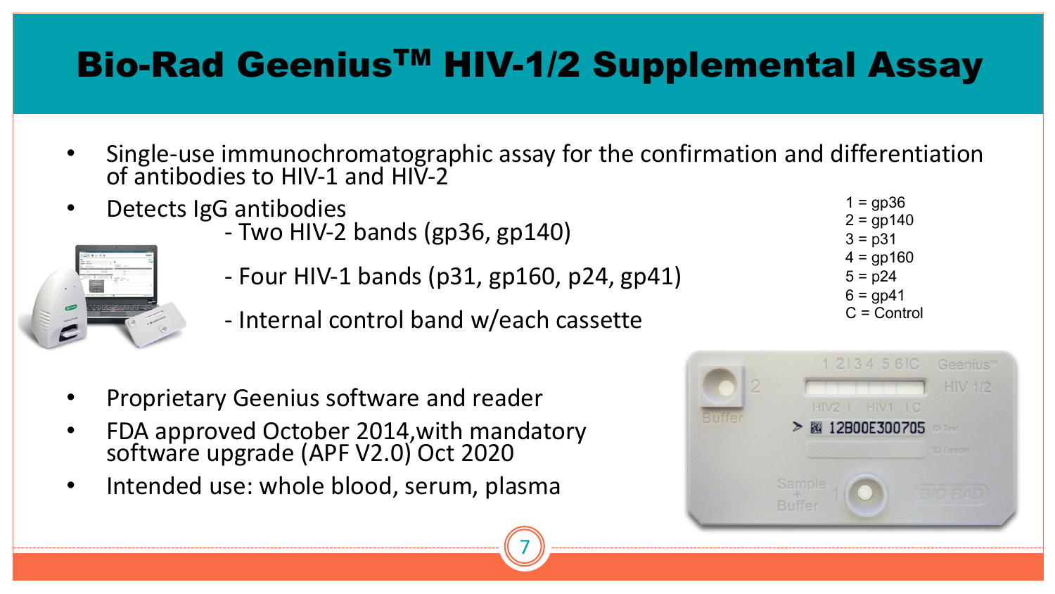# Bio-Rad Geenius™ HIV-1/2 Supplemental Assay

- Single-use immunochromatographic assay for the confirmation and differentiation of antibodies to HIV-1 and HIV-2
- Detects IgG antibodies
  - Two HIV-2 bands (gp36, gp140)
  - Four HIV-1 bands (p31, gp160, p24, gp41)
  - Internal control band w/each cassette
- Proprietary Geenius software and reader
- FDA approved October 2014, with mandatory software upgrade (APF V2.0) Oct 2020
- Intended use: whole blood, serum, plasma

1 = gp36
2 = gp140
3 = p31
4 = gp160
5 = p24
6 = gp41
C = Control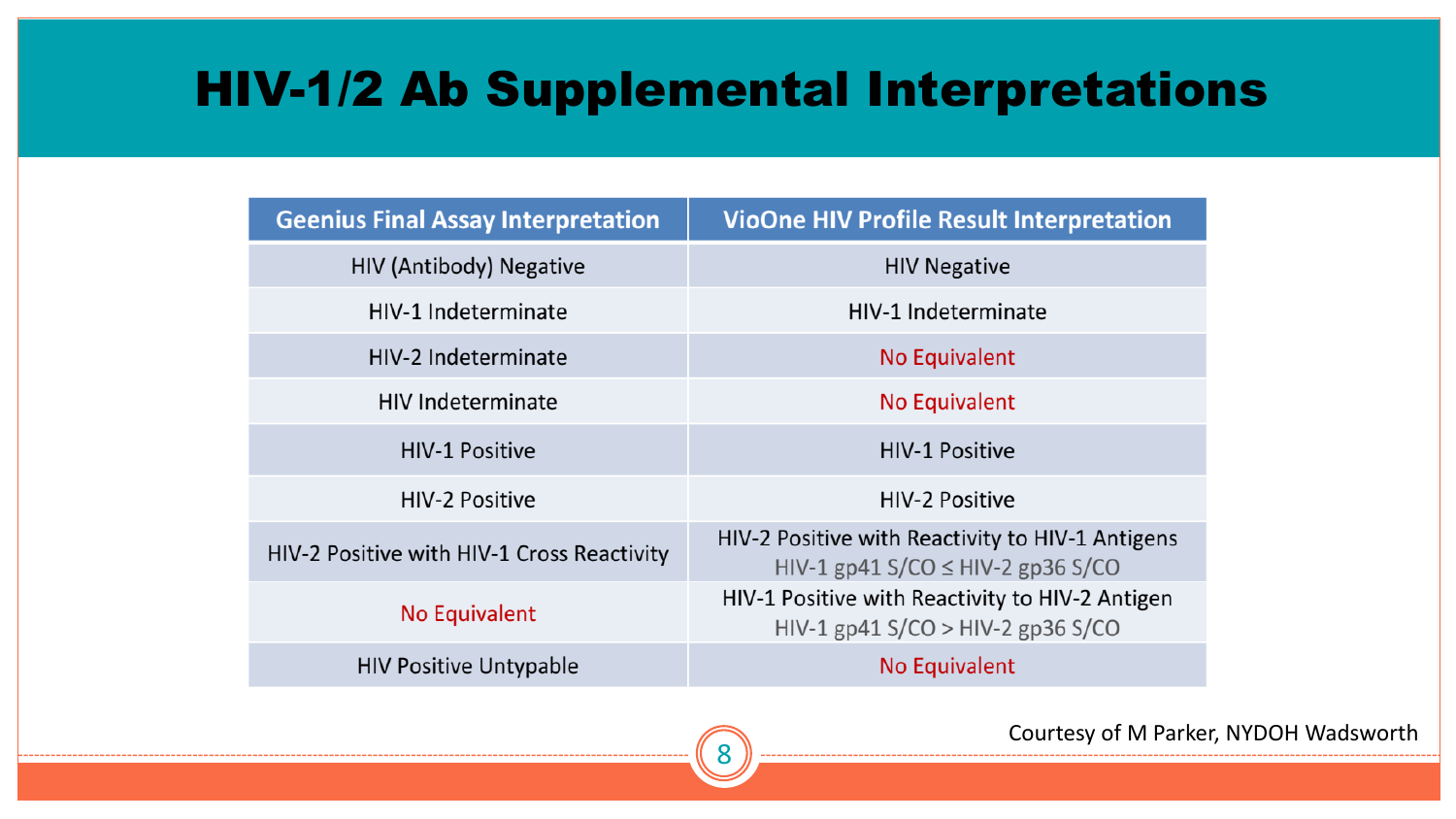# HIV-1/2 Ab Supplemental Interpretations

| Geenius Final Assay Interpretation | VioOne HIV Profile Result Interpretation |
|---|---|
| HIV (Antibody) Negative | HIV Negative |
| HIV-1 Indeterminate | HIV-1 Indeterminate |
| HIV-2 Indeterminate | No Equivalent |
| HIV Indeterminate | No Equivalent |
| HIV-1 Positive | HIV-1 Positive |
| HIV-2 Positive | HIV-2 Positive |
| HIV-2 Positive with HIV-1 Cross Reactivity | HIV-2 Positive with Reactivity to HIV-1 Antigens<br>HIV-1 gp41 S/CO ≤ HIV-2 gp36 S/CO |
| No Equivalent | HIV-1 Positive with Reactivity to HIV-2 Antigen<br>HIV-1 gp41 S/CO > HIV-2 gp36 S/CO |
| HIV Positive Untypable | No Equivalent |

Courtesy of M Parker, NYDOH Wadsworth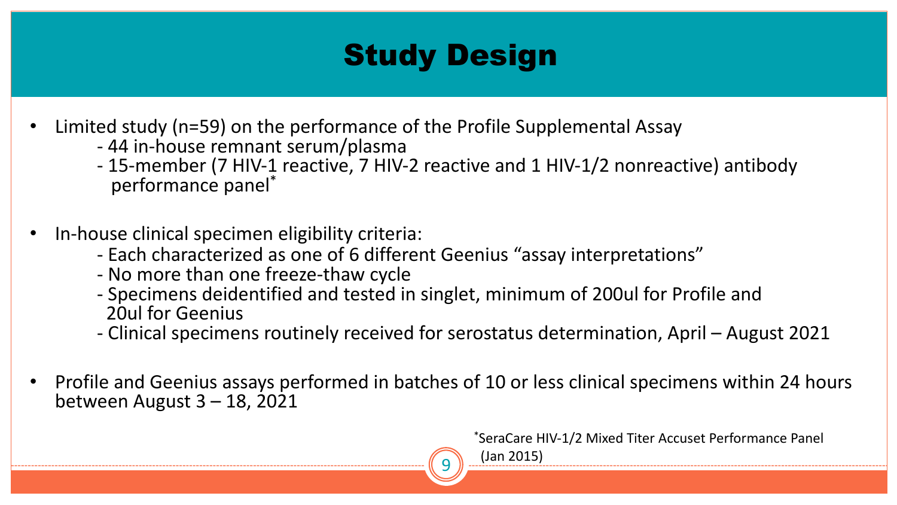# Study Design

- Limited study (n=59) on the performance of the Profile Supplemental Assay
  - 44 in-house remnant serum/plasma
  - 15-member (7 HIV-1 reactive, 7 HIV-2 reactive and 1 HIV-1/2 nonreactive) antibody performance panel*

- In-house clinical specimen eligibility criteria:
  - Each characterized as one of 6 different Geenius "assay interpretations"
  - No more than one freeze-thaw cycle
  - Specimens deidentified and tested in singlet, minimum of 200ul for Profile and 20ul for Geenius
  - Clinical specimens routinely received for serostatus determination, April – August 2021

- Profile and Geenius assays performed in batches of 10 or less clinical specimens within 24 hours between August 3 – 18, 2021

*SeraCare HIV-1/2 Mixed Titer Accuset Performance Panel (Jan 2015)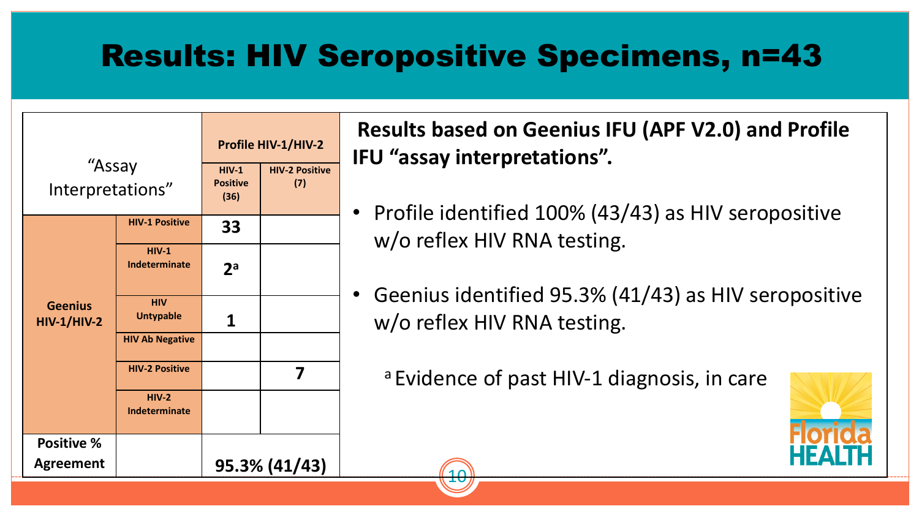# Results: HIV Seropositive Specimens, n=43

| "Assay Interpretations" | | Profile HIV-1/HIV-2 | |
|---|---|---|---|
| | | HIV-1 Positive (36) | HIV-2 Positive (7) |
| Geenius HIV-1/HIV-2 | HIV-1 Positive | 33 | |
| | HIV-1 Indeterminate | 2[a] | |
| | HIV Untypable | 1 | |
| | HIV Ab Negative | | |
| | HIV-2 Positive | | 7 |
| | HIV-2 Indeterminate | | |
| Positive % Agreement | | 95.3% (41/43) | |

**Results based on Geenius IFU (APF V2.0) and Profile IFU "assay interpretations".**

- Profile identified 100% (43/43) as HIV seropositive w/o reflex HIV RNA testing.
- Geenius identified 95.3% (41/43) as HIV seropositive w/o reflex HIV RNA testing.

[a] Evidence of past HIV-1 diagnosis, in care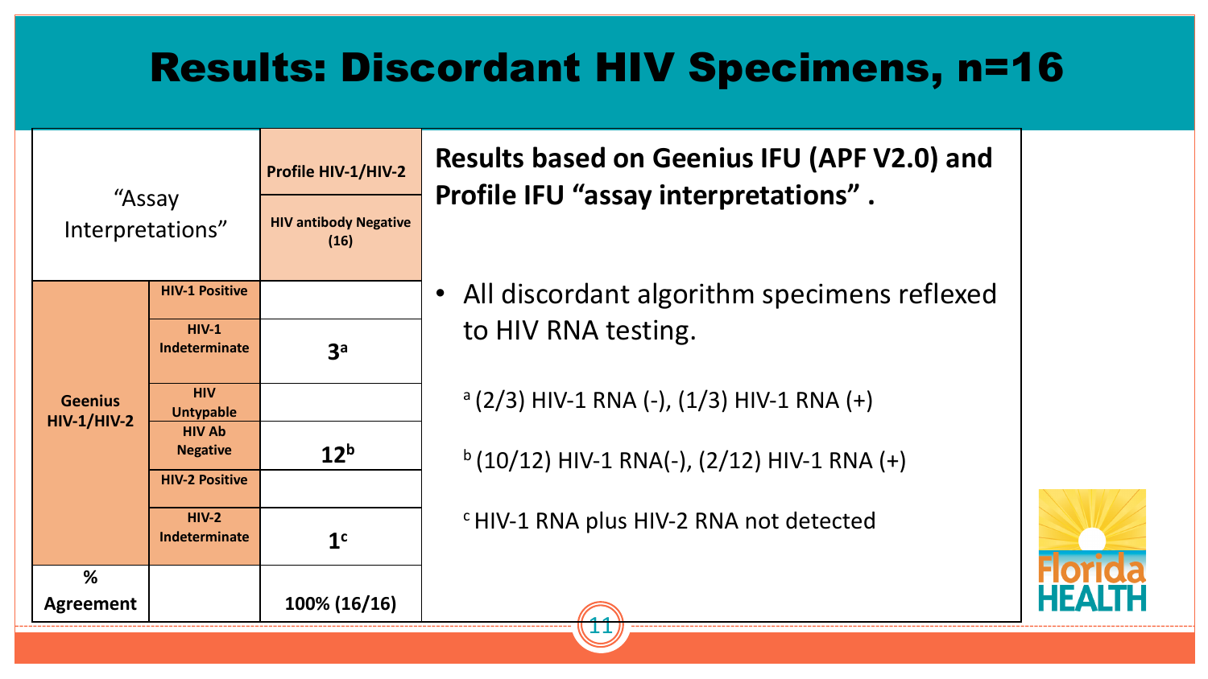# Results: Discordant HIV Specimens, n=16

| "Assay Interpretations" | | Profile HIV-1/HIV-2 |
|---|---|---|
| | | HIV antibody Negative (16) |
| Geenius HIV-1/HIV-2 | HIV-1 Positive | |
| | HIV-1 Indeterminate | 3[a] |
| | HIV Untypable | |
| | HIV Ab Negative | 12[b] |
| | HIV-2 Positive | |
| | HIV-2 Indeterminate | 1[c] |
| % Agreement | | 100% (16/16) |

**Results based on Geenius IFU (APF V2.0) and Profile IFU "assay interpretations" .**

- All discordant algorithm specimens reflexed to HIV RNA testing.

[a] (2/3) HIV-1 RNA (-), (1/3) HIV-1 RNA (+)

[b] (10/12) HIV-1 RNA(-), (2/12) HIV-1 RNA (+)

[c] HIV-1 RNA plus HIV-2 RNA not detected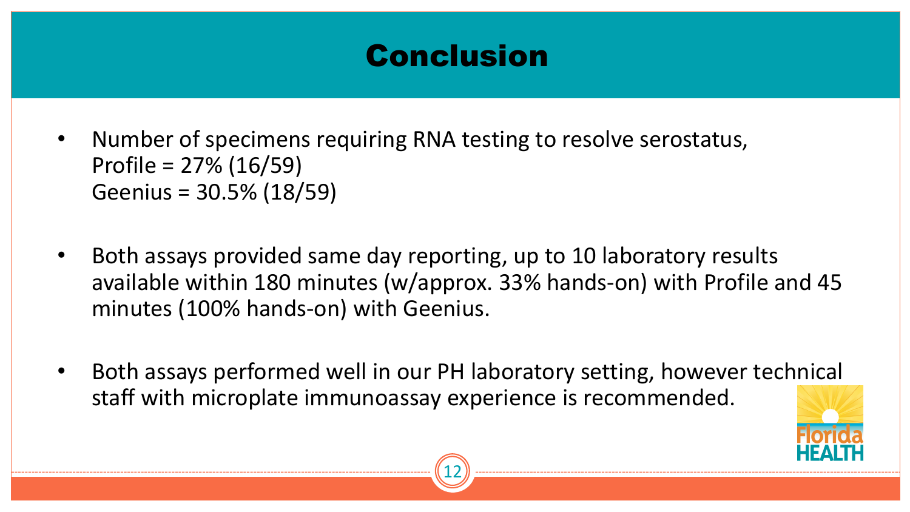# Conclusion

- Number of specimens requiring RNA testing to resolve serostatus,
  Profile = 27% (16/59)
  Geenius = 30.5% (18/59)

- Both assays provided same day reporting, up to 10 laboratory results available within 180 minutes (w/approx. 33% hands-on) with Profile and 45 minutes (100% hands-on) with Geenius.

- Both assays performed well in our PH laboratory setting, however technical staff with microplate immunoassay experience is recommended.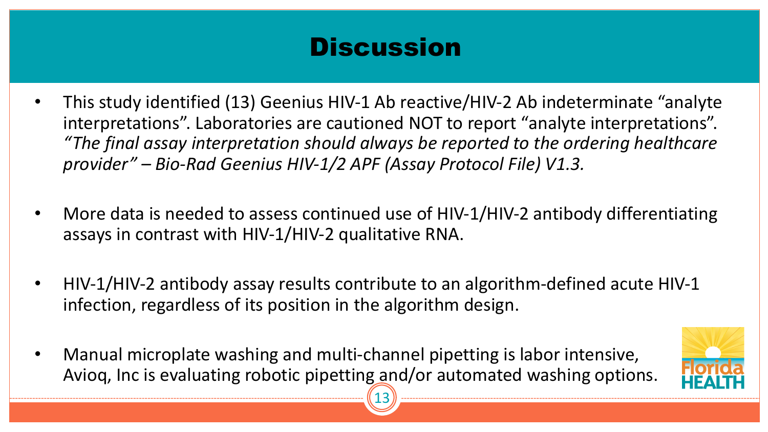# Discussion

- This study identified (13) Geenius HIV-1 Ab reactive/HIV-2 Ab indeterminate "analyte interpretations". Laboratories are cautioned NOT to report "analyte interpretations". *"The final assay interpretation should always be reported to the ordering healthcare provider" – Bio-Rad Geenius HIV-1/2 APF (Assay Protocol File) V1.3.*

- More data is needed to assess continued use of HIV-1/HIV-2 antibody differentiating assays in contrast with HIV-1/HIV-2 qualitative RNA.

- HIV-1/HIV-2 antibody assay results contribute to an algorithm-defined acute HIV-1 infection, regardless of its position in the algorithm design.

- Manual microplate washing and multi-channel pipetting is labor intensive, Avioq, Inc is evaluating robotic pipetting and/or automated washing options.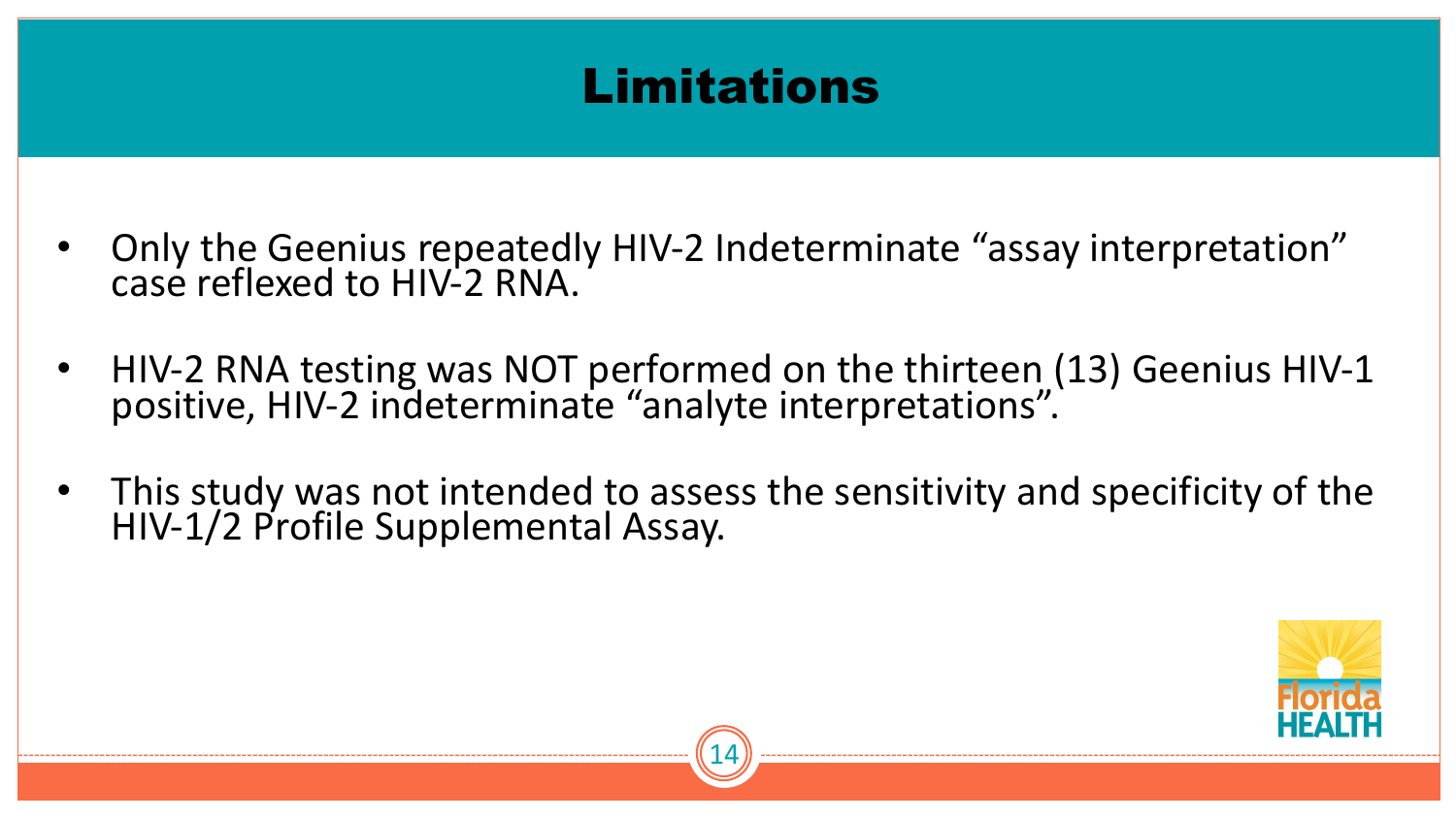# Limitations

- Only the Geenius repeatedly HIV-2 Indeterminate "assay interpretation" case reflexed to HIV-2 RNA.
- HIV-2 RNA testing was NOT performed on the thirteen (13) Geenius HIV-1 positive, HIV-2 indeterminate "analyte interpretations".
- This study was not intended to assess the sensitivity and specificity of the HIV-1/2 Profile Supplemental Assay.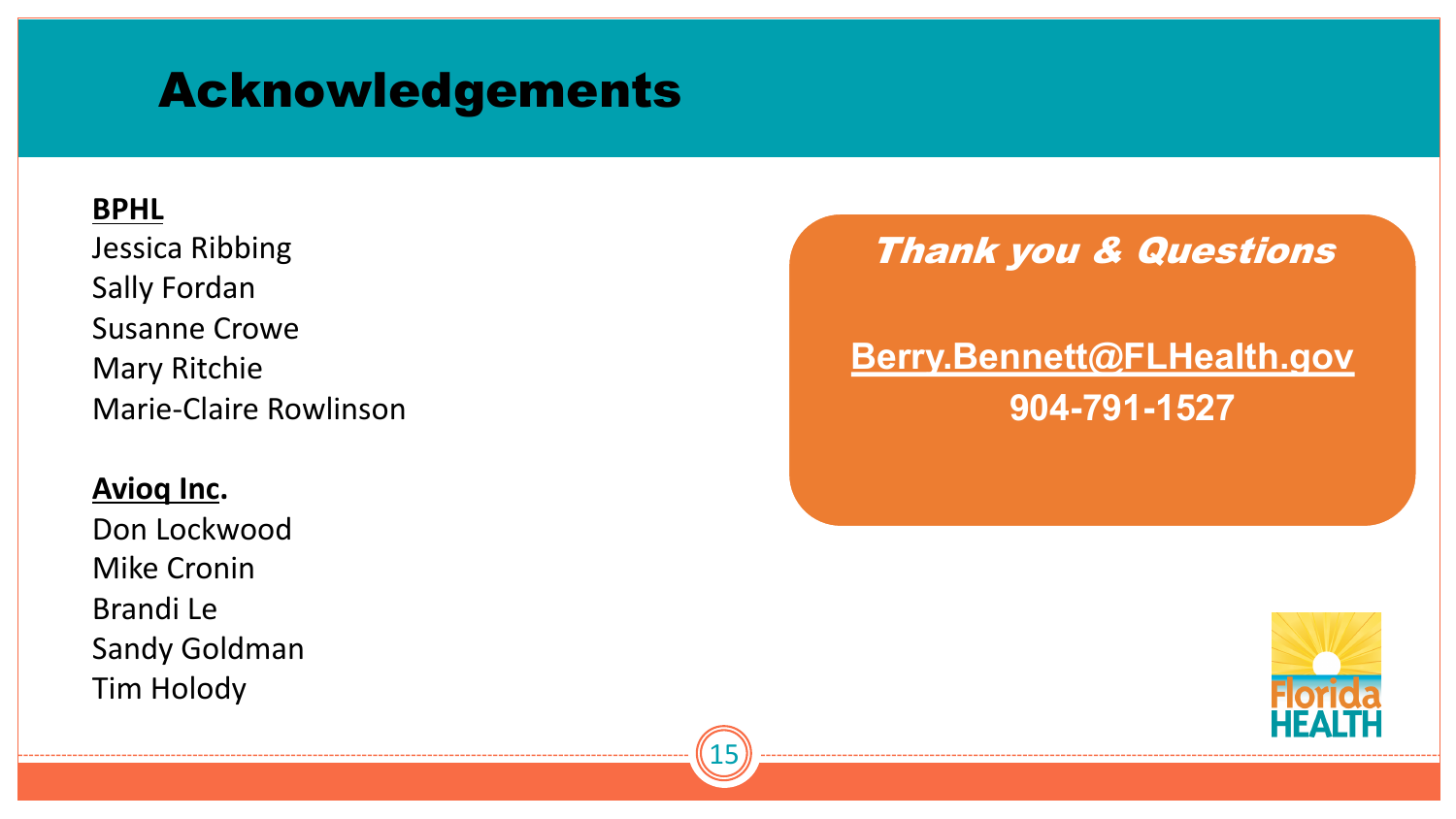# Acknowledgements

**BPHL**

Jessica Ribbing
Sally Fordan
Susanne Crowe
Mary Ritchie
Marie-Claire Rowlinson

**Avioq Inc.**

Don Lockwood
Mike Cronin
Brandi Le
Sandy Goldman
Tim Holody

***Thank you & Questions***

**Berry.Bennett@FLHealth.gov**
**904-791-1527**

Florida HEALTH